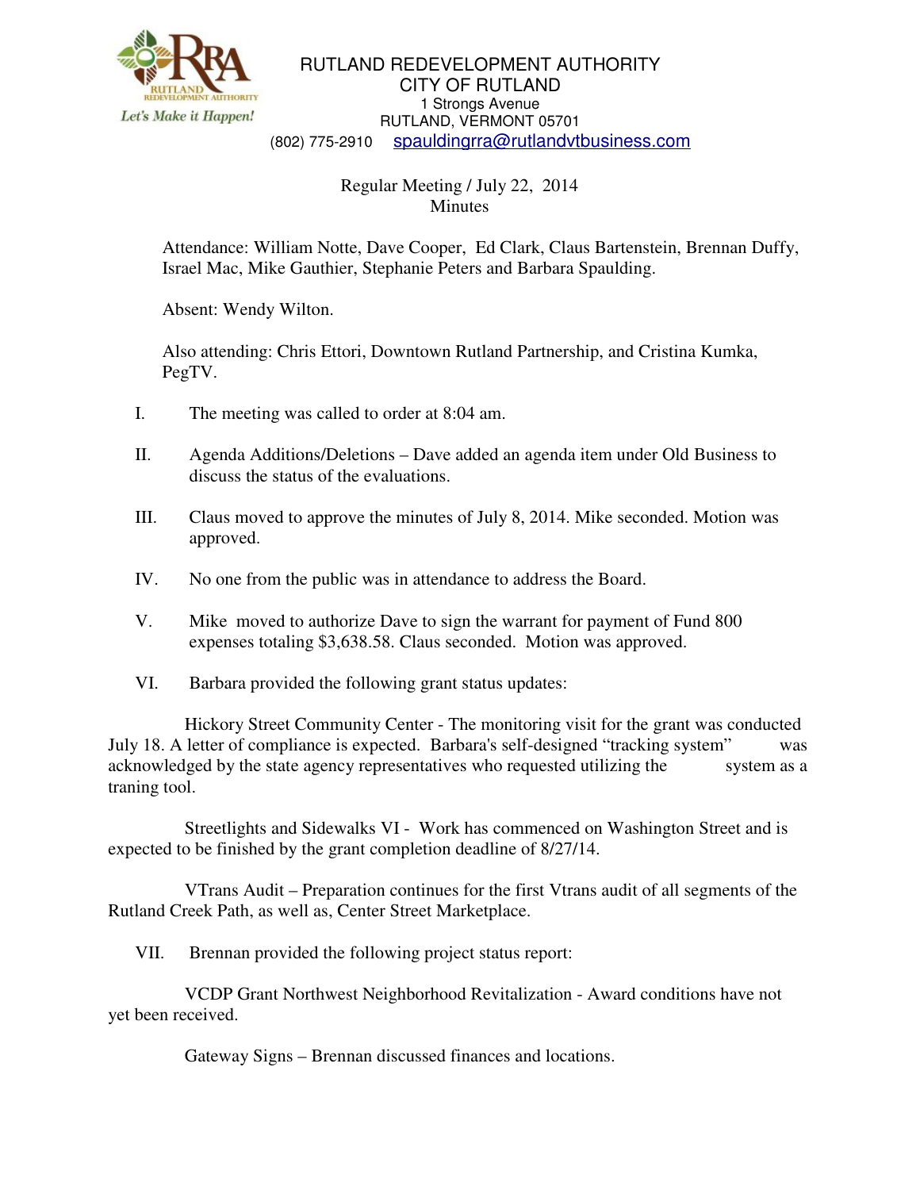RUTLAND REDEVELOPMENT AUTHORITY
CITY OF RUTLAND
1 Strongs Avenue
RUTLAND, VERMONT 05701
(802) 775-2910 spauldingrra@rutlandvtbusiness.com

Regular Meeting / July 22, 2014
Minutes

Attendance: William Notte, Dave Cooper, Ed Clark, Claus Bartenstein, Brennan Duffy, Israel Mac, Mike Gauthier, Stephanie Peters and Barbara Spaulding.

Absent: Wendy Wilton.

Also attending: Chris Ettori, Downtown Rutland Partnership, and Cristina Kumka, PegTV.

I. The meeting was called to order at 8:04 am.

II. Agenda Additions/Deletions – Dave added an agenda item under Old Business to discuss the status of the evaluations.

III. Claus moved to approve the minutes of July 8, 2014. Mike seconded. Motion was approved.

IV. No one from the public was in attendance to address the Board.

V. Mike moved to authorize Dave to sign the warrant for payment of Fund 800 expenses totaling $3,638.58. Claus seconded. Motion was approved.

VI. Barbara provided the following grant status updates:

Hickory Street Community Center - The monitoring visit for the grant was conducted July 18. A letter of compliance is expected. Barbara's self-designed "tracking system" was acknowledged by the state agency representatives who requested utilizing the system as a traning tool.

Streetlights and Sidewalks VI - Work has commenced on Washington Street and is expected to be finished by the grant completion deadline of 8/27/14.

VTrans Audit – Preparation continues for the first Vtrans audit of all segments of the Rutland Creek Path, as well as, Center Street Marketplace.

VII. Brennan provided the following project status report:

VCDP Grant Northwest Neighborhood Revitalization - Award conditions have not yet been received.

Gateway Signs – Brennan discussed finances and locations.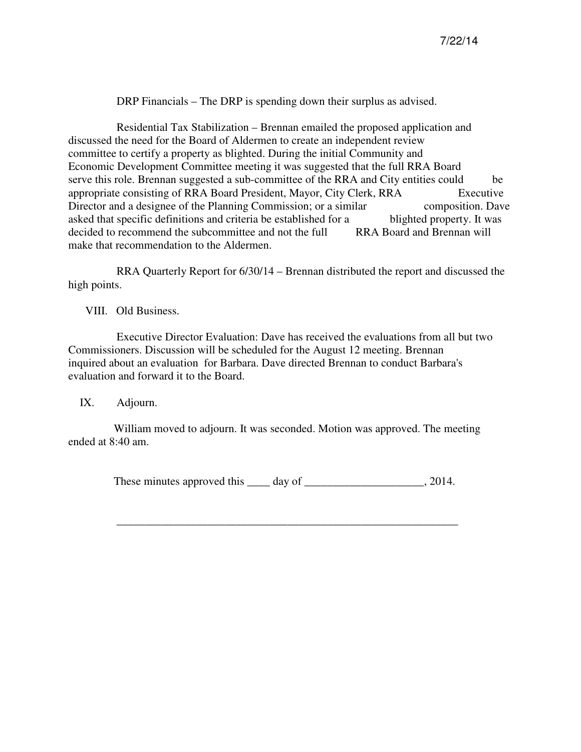DRP Financials – The DRP is spending down their surplus as advised.

Residential Tax Stabilization – Brennan emailed the proposed application and discussed the need for the Board of Aldermen to create an independent review committee to certify a property as blighted. During the initial Community and Economic Development Committee meeting it was suggested that the full RRA Board serve this role. Brennan suggested a sub-committee of the RRA and City entities could be appropriate consisting of RRA Board President, Mayor, City Clerk, RRA Executive Director and a designee of the Planning Commission; or a similar composition. Dave asked that specific definitions and criteria be established for a blighted property. It was decided to recommend the subcommittee and not the full RRA Board and Brennan will make that recommendation to the Aldermen.

RRA Quarterly Report for 6/30/14 – Brennan distributed the report and discussed the high points.

VIII. Old Business.

Executive Director Evaluation: Dave has received the evaluations from all but two Commissioners. Discussion will be scheduled for the August 12 meeting. Brennan inquired about an evaluation for Barbara. Dave directed Brennan to conduct Barbara's evaluation and forward it to the Board.

IX. Adjourn.

William moved to adjourn. It was seconded. Motion was approved. The meeting ended at 8:40 am.

These minutes approved this ____ day of _____________________, 2014.

_______________________________________________________________